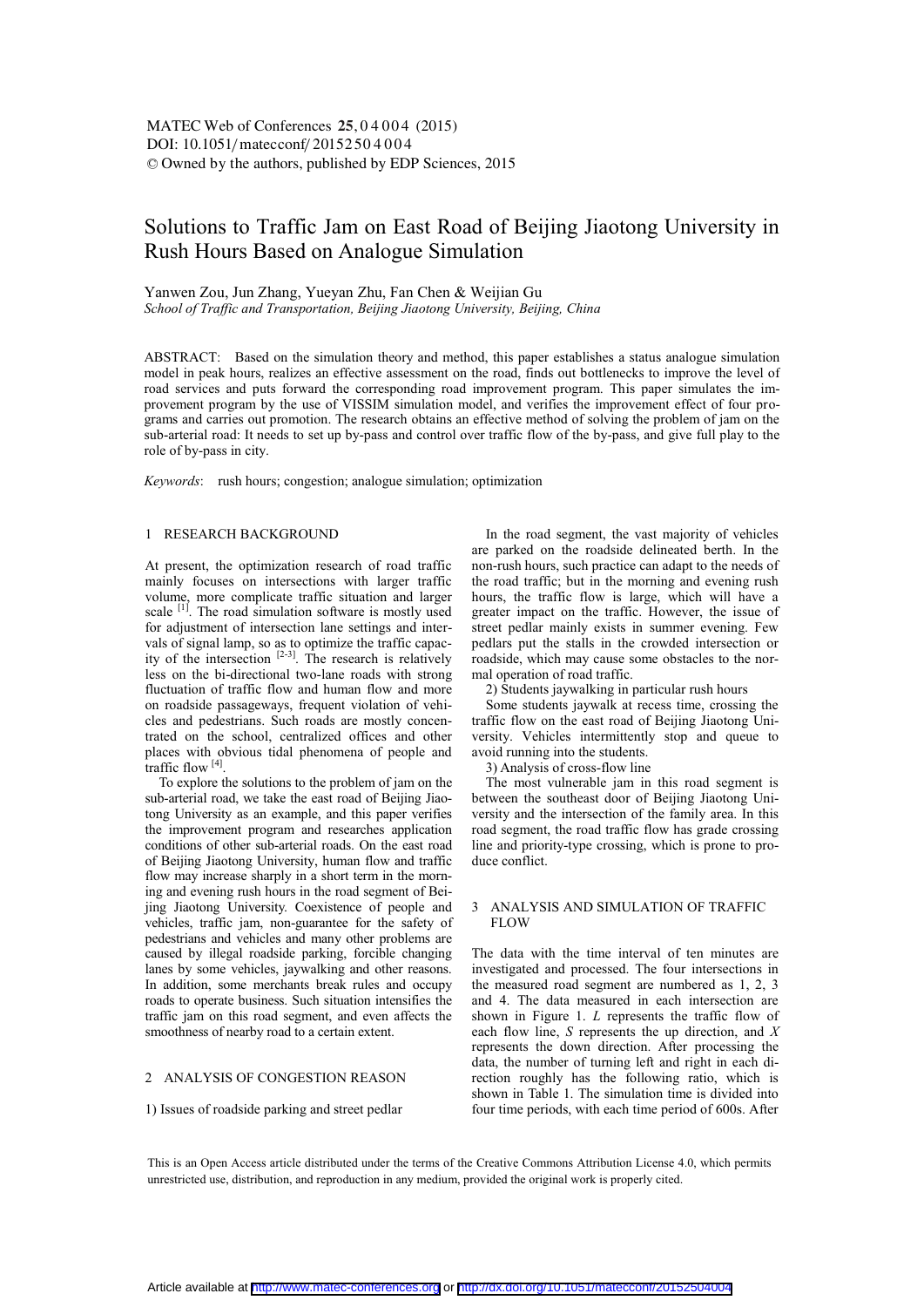# Solutions to Traffic Jam on East Road of Beijing Jiaotong University in Rush Hours Based on Analogue Simulation

Yanwen Zou, Jun Zhang, Yueyan Zhu, Fan Chen & Weijian Gu

*School of Traffic and Transportation, Beijing Jiaotong University, Beijing, China*

ABSTRACT: Based on the simulation theory and method, this paper establishes a status analogue simulation model in peak hours, realizes an effective assessment on the road, finds out bottlenecks to improve the level of road services and puts forward the corresponding road improvement program. This paper simulates the improvement program by the use of VISSIM simulation model, and verifies the improvement effect of four programs and carries out promotion. The research obtains an effective method of solving the problem of jam on the sub-arterial road: It needs to set up by-pass and control over traffic flow of the by-pass, and give full play to the role of by-pass in city.

*Keywords*: rush hours; congestion; analogue simulation; optimization

## 1 RESEARCH BACKGROUND

At present, the optimization research of road traffic mainly focuses on intersections with larger traffic volume, more complicate traffic situation and larger scale [1]. The road simulation software is mostly used for adjustment of intersection lane settings and intervals of signal lamp, so as to optimize the traffic capacity of the intersection [2-3]. The research is relatively less on the bi-directional two-lane roads with strong fluctuation of traffic flow and human flow and more on roadside passageways, frequent violation of vehicles and pedestrians. Such roads are mostly concentrated on the school, centralized offices and other places with obvious tidal phenomena of people and traffic flow [4].

To explore the solutions to the problem of jam on the sub-arterial road, we take the east road of Beijing Jiaotong University as an example, and this paper verifies the improvement program and researches application conditions of other sub-arterial roads. On the east road of Beijing Jiaotong University, human flow and traffic flow may increase sharply in a short term in the morning and evening rush hours in the road segment of Beijing Jiaotong University. Coexistence of people and vehicles, traffic jam, non-guarantee for the safety of pedestrians and vehicles and many other problems are caused by illegal roadside parking, forcible changing lanes by some vehicles, jaywalking and other reasons. In addition, some merchants break rules and occupy roads to operate business. Such situation intensifies the traffic jam on this road segment, and even affects the smoothness of nearby road to a certain extent.

## 2 ANALYSIS OF CONGESTION REASON

1) Issues of roadside parking and street pedlar

In the road segment, the vast majority of vehicles are parked on the roadside delineated berth. In the non-rush hours, such practice can adapt to the needs of the road traffic; but in the morning and evening rush hours, the traffic flow is large, which will have a greater impact on the traffic. However, the issue of street pedlar mainly exists in summer evening. Few pedlars put the stalls in the crowded intersection or roadside, which may cause some obstacles to the normal operation of road traffic.

2) Students jaywalking in particular rush hours

Some students jaywalk at recess time, crossing the traffic flow on the east road of Beijing Jiaotong University. Vehicles intermittently stop and queue to avoid running into the students.

3) Analysis of cross-flow line

The most vulnerable jam in this road segment is between the southeast door of Beijing Jiaotong University and the intersection of the family area. In this road segment, the road traffic flow has grade crossing line and priority-type crossing, which is prone to produce conflict.

## 3 ANALYSIS AND SIMULATION OF TRAFFIC FLOW

The data with the time interval of ten minutes are investigated and processed. The four intersections in the measured road segment are numbered as 1, 2, 3 and 4. The data measured in each intersection are shown in Figure 1. *L* represents the traffic flow of each flow line, *S* represents the up direction, and *X* represents the down direction. After processing the data, the number of turning left and right in each direction roughly has the following ratio, which is shown in Table 1. The simulation time is divided into four time periods, with each time period of 600s. After

This is an Open Access article distributed under the terms of the Creative Commons Attribution License 4.0, which permits unrestricted use, distribution, and reproduction in any medium, provided the original work is properly cited.

Article available at http://www.matec-conferences.org or http://dx.doi.org/10.1051/matecconf/20152504004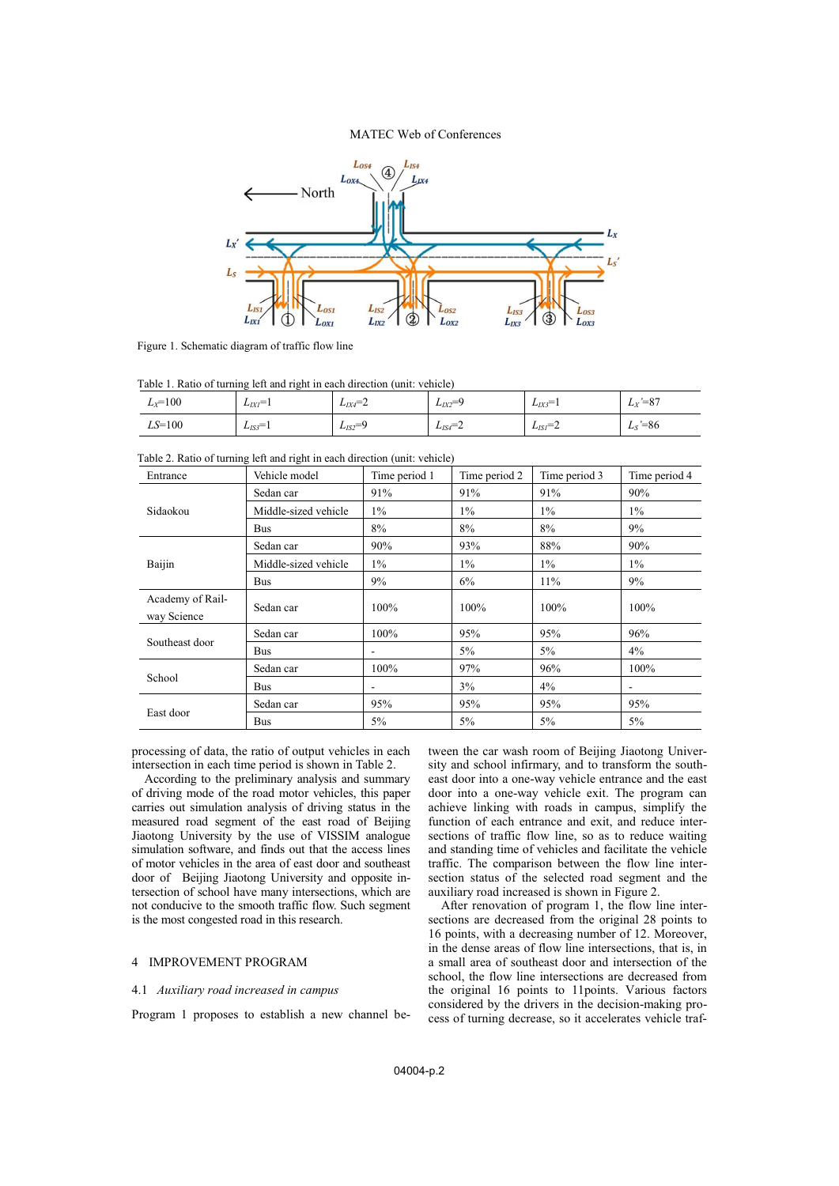Figure 1. Schematic diagram of traffic flow line

Table 1. Ratio of turning left and right in each direction (unit: vehicle)

| $L_X$=100 | $L_{IX1}$=1 | $L_{IX4}$=2 | $L_{IX2}$=9 | $L_{IX3}$=1 | $L_X'$=87 |
|---|---|---|---|---|---|
| $LS$=100 | $L_{IS3}$=1 | $L_{IS2}$=9 | $L_{IS4}$=2 | $L_{IS1}$=2 | $L_S'$=86 |

Table 2. Ratio of turning left and right in each direction (unit: vehicle)

| Entrance | Vehicle model | Time period 1 | Time period 2 | Time period 3 | Time period 4 |
|---|---|---|---|---|---|
| Sidaokou | Sedan car | 91% | 91% | 91% | 90% |
| | Middle-sized vehicle | 1% | 1% | 1% | 1% |
| | Bus | 8% | 8% | 8% | 9% |
| Baijin | Sedan car | 90% | 93% | 88% | 90% |
| | Middle-sized vehicle | 1% | 1% | 1% | 1% |
| | Bus | 9% | 6% | 11% | 9% |
| Academy of Railway Science | Sedan car | 100% | 100% | 100% | 100% |
| Southeast door | Sedan car | 100% | 95% | 95% | 96% |
| | Bus | - | 5% | 5% | 4% |
| School | Sedan car | 100% | 97% | 96% | 100% |
| | Bus | - | 3% | 4% | - |
| East door | Sedan car | 95% | 95% | 95% | 95% |
| | Bus | 5% | 5% | 5% | 5% |

processing of data, the ratio of output vehicles in each intersection in each time period is shown in Table 2.

According to the preliminary analysis and summary of driving mode of the road motor vehicles, this paper carries out simulation analysis of driving status in the measured road segment of the east road of Beijing Jiaotong University by the use of VISSIM analogue simulation software, and finds out that the access lines of motor vehicles in the area of east door and southeast door of Beijing Jiaotong University and opposite intersection of school have many intersections, which are not conducive to the smooth traffic flow. Such segment is the most congested road in this research.

## 4 IMPROVEMENT PROGRAM

### 4.1 *Auxiliary road increased in campus*

Program 1 proposes to establish a new channel between the car wash room of Beijing Jiaotong University and school infirmary, and to transform the southeast door into a one-way vehicle entrance and the east door into a one-way vehicle exit. The program can achieve linking with roads in campus, simplify the function of each entrance and exit, and reduce intersections of traffic flow line, so as to reduce waiting and standing time of vehicles and facilitate the vehicle traffic. The comparison between the flow line intersection status of the selected road segment and the auxiliary road increased is shown in Figure 2.

After renovation of program 1, the flow line intersections are decreased from the original 28 points to 16 points, with a decreasing number of 12. Moreover, in the dense areas of flow line intersections, that is, in a small area of southeast door and intersection of the school, the flow line intersections are decreased from the original 16 points to 11points. Various factors considered by the drivers in the decision-making process of turning decrease, so it accelerates vehicle traf-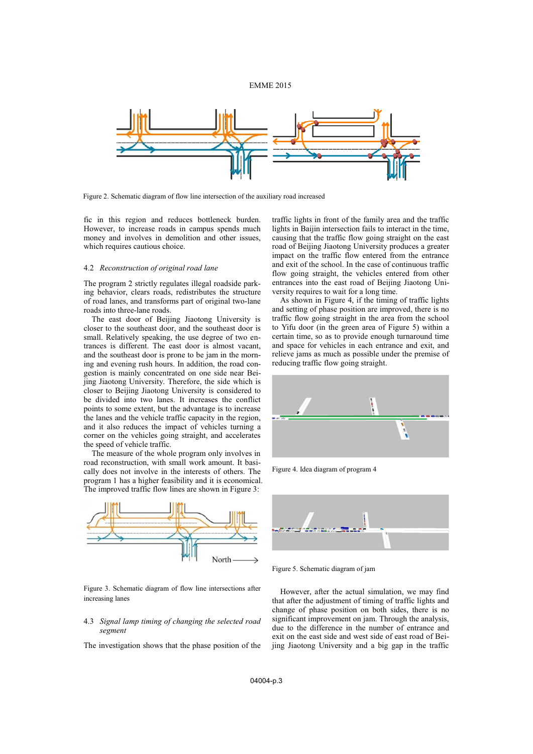Figure 2. Schematic diagram of flow line intersection of the auxiliary road increased

fic in this region and reduces bottleneck burden. However, to increase roads in campus spends much money and involves in demolition and other issues, which requires cautious choice.

## 4.2 *Reconstruction of original road lane*

The program 2 strictly regulates illegal roadside parking behavior, clears roads, redistributes the structure of road lanes, and transforms part of original two-lane roads into three-lane roads.

The east door of Beijing Jiaotong University is closer to the southeast door, and the southeast door is small. Relatively speaking, the use degree of two entrances is different. The east door is almost vacant, and the southeast door is prone to be jam in the morning and evening rush hours. In addition, the road congestion is mainly concentrated on one side near Beijing Jiaotong University. Therefore, the side which is closer to Beijing Jiaotong University is considered to be divided into two lanes. It increases the conflict points to some extent, but the advantage is to increase the lanes and the vehicle traffic capacity in the region, and it also reduces the impact of vehicles turning a corner on the vehicles going straight, and accelerates the speed of vehicle traffic.

The measure of the whole program only involves in road reconstruction, with small work amount. It basically does not involve in the interests of others. The program 1 has a higher feasibility and it is economical. The improved traffic flow lines are shown in Figure 3:

Figure 3. Schematic diagram of flow line intersections after increasing lanes

## 4.3 *Signal lamp timing of changing the selected road segment*

The investigation shows that the phase position of the traffic lights in front of the family area and the traffic lights in Baijin intersection fails to interact in the time, causing that the traffic flow going straight on the east road of Beijing Jiaotong University produces a greater impact on the traffic flow entered from the entrance and exit of the school. In the case of continuous traffic flow going straight, the vehicles entered from other entrances into the east road of Beijing Jiaotong University requires to wait for a long time.

As shown in Figure 4, if the timing of traffic lights and setting of phase position are improved, there is no traffic flow going straight in the area from the school to Yifu door (in the green area of Figure 5) within a certain time, so as to provide enough turnaround time and space for vehicles in each entrance and exit, and relieve jams as much as possible under the premise of reducing traffic flow going straight.

Figure 4. Idea diagram of program 4

Figure 5. Schematic diagram of jam

However, after the actual simulation, we may find that after the adjustment of timing of traffic lights and change of phase position on both sides, there is no significant improvement on jam. Through the analysis, due to the difference in the number of entrance and exit on the east side and west side of east road of Beijing Jiaotong University and a big gap in the traffic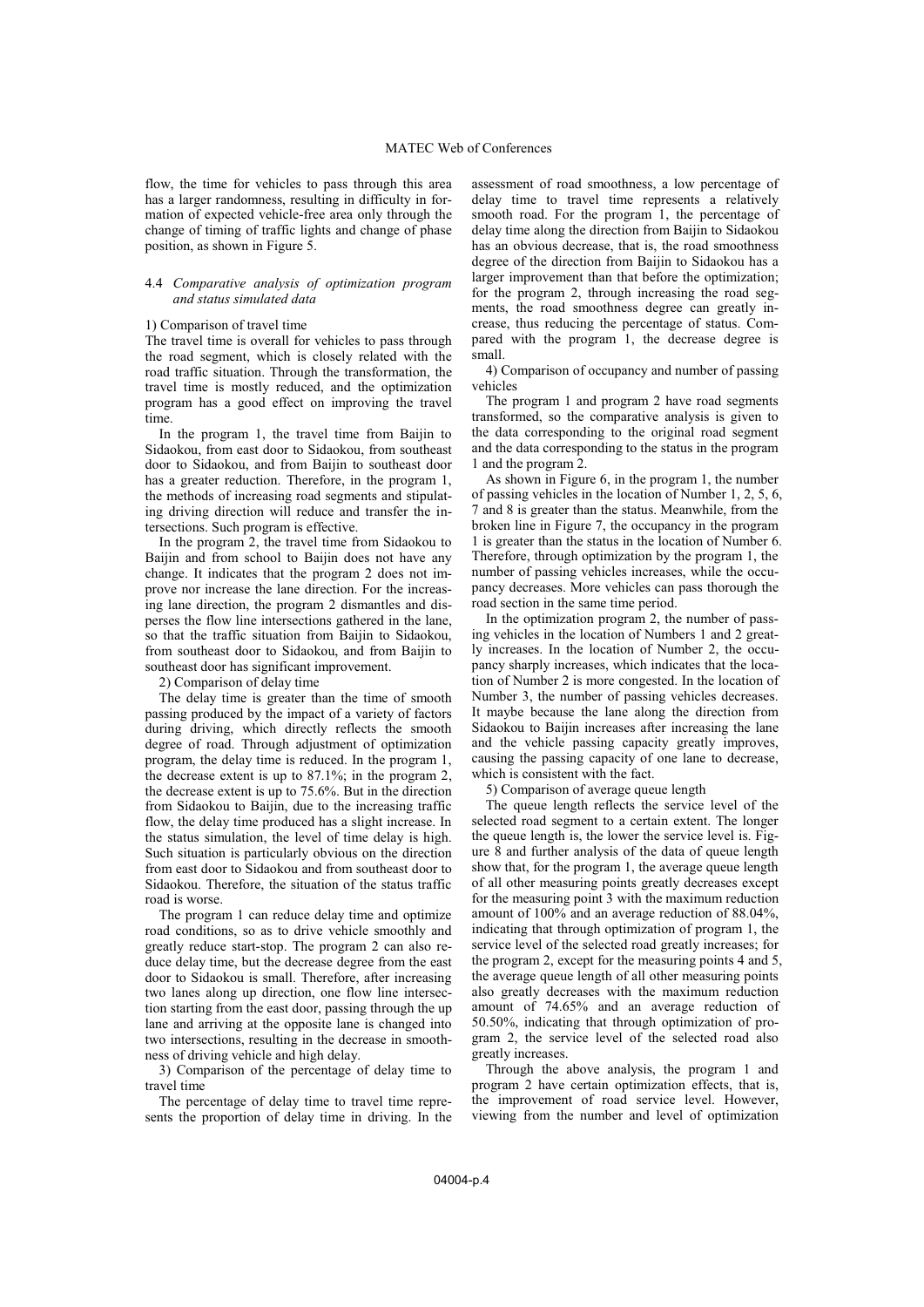flow, the time for vehicles to pass through this area has a larger randomness, resulting in difficulty in formation of expected vehicle-free area only through the change of timing of traffic lights and change of phase position, as shown in Figure 5.

### 4.4 *Comparative analysis of optimization program and status simulated data*

1) Comparison of travel time

The travel time is overall for vehicles to pass through the road segment, which is closely related with the road traffic situation. Through the transformation, the travel time is mostly reduced, and the optimization program has a good effect on improving the travel time.

In the program 1, the travel time from Baijin to Sidaokou, from east door to Sidaokou, from southeast door to Sidaokou, and from Baijin to southeast door has a greater reduction. Therefore, in the program 1, the methods of increasing road segments and stipulating driving direction will reduce and transfer the intersections. Such program is effective.

In the program 2, the travel time from Sidaokou to Baijin and from school to Baijin does not have any change. It indicates that the program 2 does not improve nor increase the lane direction. For the increasing lane direction, the program 2 dismantles and disperses the flow line intersections gathered in the lane, so that the traffic situation from Baijin to Sidaokou, from southeast door to Sidaokou, and from Baijin to southeast door has significant improvement.

2) Comparison of delay time

The delay time is greater than the time of smooth passing produced by the impact of a variety of factors during driving, which directly reflects the smooth degree of road. Through adjustment of optimization program, the delay time is reduced. In the program 1, the decrease extent is up to 87.1%; in the program 2, the decrease extent is up to 75.6%. But in the direction from Sidaokou to Baijin, due to the increasing traffic flow, the delay time produced has a slight increase. In the status simulation, the level of time delay is high. Such situation is particularly obvious on the direction from east door to Sidaokou and from southeast door to Sidaokou. Therefore, the situation of the status traffic road is worse.

The program 1 can reduce delay time and optimize road conditions, so as to drive vehicle smoothly and greatly reduce start-stop. The program 2 can also reduce delay time, but the decrease degree from the east door to Sidaokou is small. Therefore, after increasing two lanes along up direction, one flow line intersection starting from the east door, passing through the up lane and arriving at the opposite lane is changed into two intersections, resulting in the decrease in smoothness of driving vehicle and high delay.

3) Comparison of the percentage of delay time to travel time

The percentage of delay time to travel time represents the proportion of delay time in driving. In the assessment of road smoothness, a low percentage of delay time to travel time represents a relatively smooth road. For the program 1, the percentage of delay time along the direction from Baijin to Sidaokou has an obvious decrease, that is, the road smoothness degree of the direction from Baijin to Sidaokou has a larger improvement than that before the optimization; for the program 2, through increasing the road segments, the road smoothness degree can greatly increase, thus reducing the percentage of status. Compared with the program 1, the decrease degree is small.

4) Comparison of occupancy and number of passing vehicles

The program 1 and program 2 have road segments transformed, so the comparative analysis is given to the data corresponding to the original road segment and the data corresponding to the status in the program 1 and the program 2.

As shown in Figure 6, in the program 1, the number of passing vehicles in the location of Number 1, 2, 5, 6, 7 and 8 is greater than the status. Meanwhile, from the broken line in Figure 7, the occupancy in the program 1 is greater than the status in the location of Number 6. Therefore, through optimization by the program 1, the number of passing vehicles increases, while the occupancy decreases. More vehicles can pass thorough the road section in the same time period.

In the optimization program 2, the number of passing vehicles in the location of Numbers 1 and 2 greatly increases. In the location of Number 2, the occupancy sharply increases, which indicates that the location of Number 2 is more congested. In the location of Number 3, the number of passing vehicles decreases. It maybe because the lane along the direction from Sidaokou to Baijin increases after increasing the lane and the vehicle passing capacity greatly improves, causing the passing capacity of one lane to decrease, which is consistent with the fact.

5) Comparison of average queue length

The queue length reflects the service level of the selected road segment to a certain extent. The longer the queue length is, the lower the service level is. Figure 8 and further analysis of the data of queue length show that, for the program 1, the average queue length of all other measuring points greatly decreases except for the measuring point 3 with the maximum reduction amount of 100% and an average reduction of 88.04%, indicating that through optimization of program 1, the service level of the selected road greatly increases; for the program 2, except for the measuring points 4 and 5, the average queue length of all other measuring points also greatly decreases with the maximum reduction amount of 74.65% and an average reduction of 50.50%, indicating that through optimization of program 2, the service level of the selected road also greatly increases.

Through the above analysis, the program 1 and program 2 have certain optimization effects, that is, the improvement of road service level. However, viewing from the number and level of optimization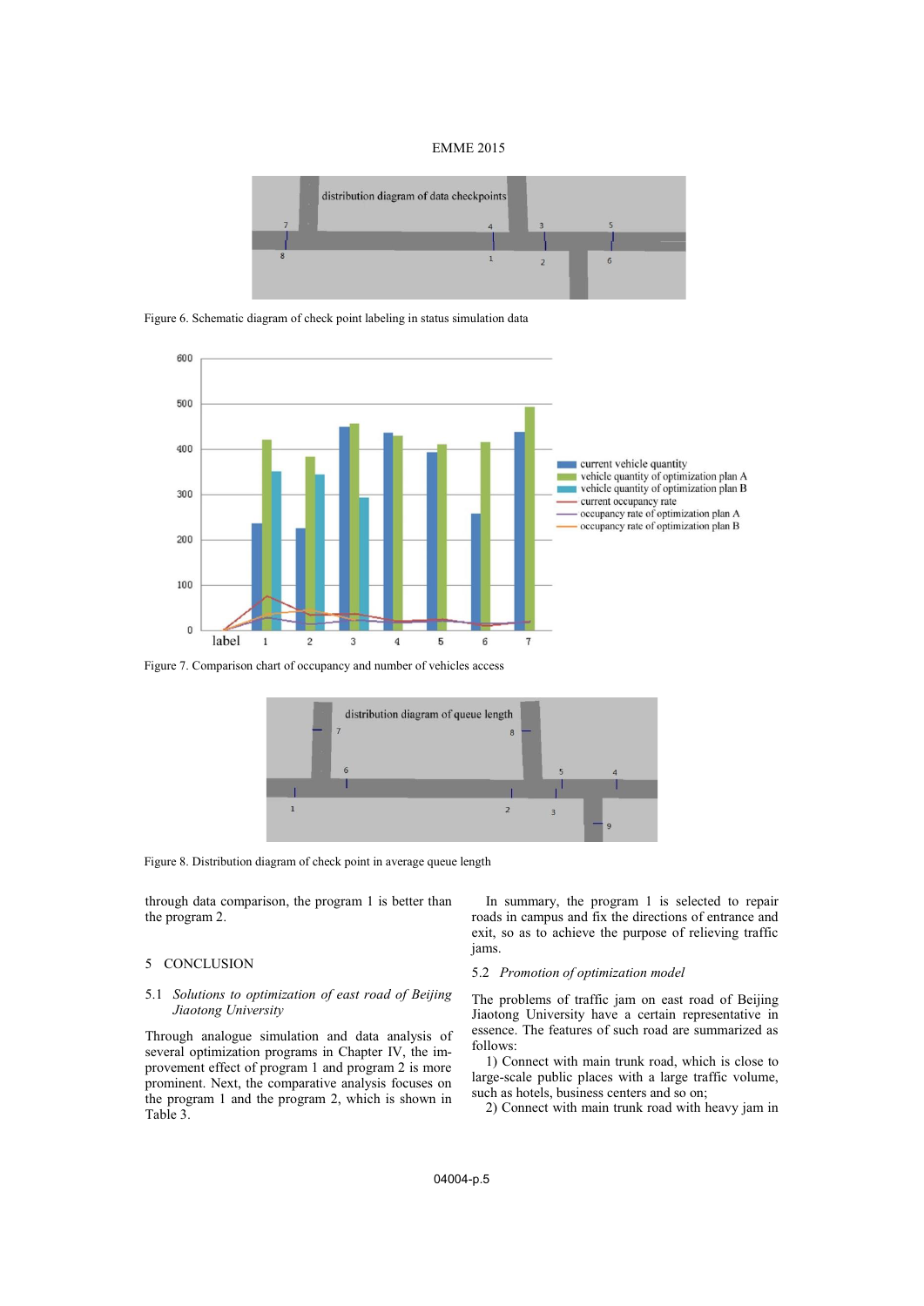Figure 6. Schematic diagram of check point labeling in status simulation data

Figure 7. Comparison chart of occupancy and number of vehicles access

Figure 8. Distribution diagram of check point in average queue length

through data comparison, the program 1 is better than the program 2.

## 5 CONCLUSION

### 5.1 *Solutions to optimization of east road of Beijing Jiaotong University*

Through analogue simulation and data analysis of several optimization programs in Chapter IV, the improvement effect of program 1 and program 2 is more prominent. Next, the comparative analysis focuses on the program 1 and the program 2, which is shown in Table 3.

In summary, the program 1 is selected to repair roads in campus and fix the directions of entrance and exit, so as to achieve the purpose of relieving traffic jams.

### 5.2 *Promotion of optimization model*

The problems of traffic jam on east road of Beijing Jiaotong University have a certain representative in essence. The features of such road are summarized as follows:

1) Connect with main trunk road, which is close to large-scale public places with a large traffic volume, such as hotels, business centers and so on;

2) Connect with main trunk road with heavy jam in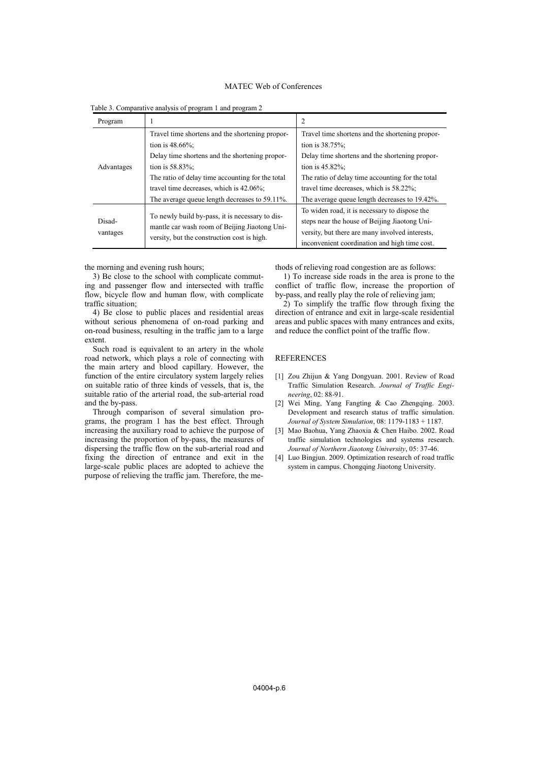Table 3. Comparative analysis of program 1 and program 2

| Program | 1 | 2 |
|---|---|---|
| Advantages | Travel time shortens and the shortening proportion is 48.66%; Delay time shortens and the shortening proportion is 58.83%; The ratio of delay time accounting for the total travel time decreases, which is 42.06%; The average queue length decreases to 59.11%. | Travel time shortens and the shortening proportion is 38.75%; Delay time shortens and the shortening proportion is 45.82%; The ratio of delay time accounting for the total travel time decreases, which is 58.22%; The average queue length decreases to 19.42%. |
| Disadvantages | To newly build by-pass, it is necessary to dismantle car wash room of Beijing Jiaotong University, but the construction cost is high. | To widen road, it is necessary to dispose the steps near the house of Beijing Jiaotong University, but there are many involved interests, inconvenient coordination and high time cost. |

the morning and evening rush hours;

3) Be close to the school with complicate commuting and passenger flow and intersected with traffic flow, bicycle flow and human flow, with complicate traffic situation;

4) Be close to public places and residential areas without serious phenomena of on-road parking and on-road business, resulting in the traffic jam to a large extent.

Such road is equivalent to an artery in the whole road network, which plays a role of connecting with the main artery and blood capillary. However, the function of the entire circulatory system largely relies on suitable ratio of three kinds of vessels, that is, the suitable ratio of the arterial road, the sub-arterial road and the by-pass.

Through comparison of several simulation programs, the program 1 has the best effect. Through increasing the auxiliary road to achieve the purpose of increasing the proportion of by-pass, the measures of dispersing the traffic flow on the sub-arterial road and fixing the direction of entrance and exit in the large-scale public places are adopted to achieve the purpose of relieving the traffic jam. Therefore, the methods of relieving road congestion are as follows:

1) To increase side roads in the area is prone to the conflict of traffic flow, increase the proportion of by-pass, and really play the role of relieving jam;

2) To simplify the traffic flow through fixing the direction of entrance and exit in large-scale residential areas and public spaces with many entrances and exits, and reduce the conflict point of the traffic flow.

## REFERENCES

[1] Zou Zhijun & Yang Dongyuan. 2001. Review of Road Traffic Simulation Research. *Journal of Traffic Engineering*, 02: 88-91.

[2] Wei Ming, Yang Fangting & Cao Zhengqing. 2003. Development and research status of traffic simulation. *Journal of System Simulation*, 08: 1179-1183 + 1187.

[3] Mao Baohua, Yang Zhaoxia & Chen Haibo. 2002. Road traffic simulation technologies and systems research. *Journal of Northern Jiaotong University*, 05: 37-46.

[4] Luo Bingjun. 2009. Optimization research of road traffic system in campus. Chongqing Jiaotong University.